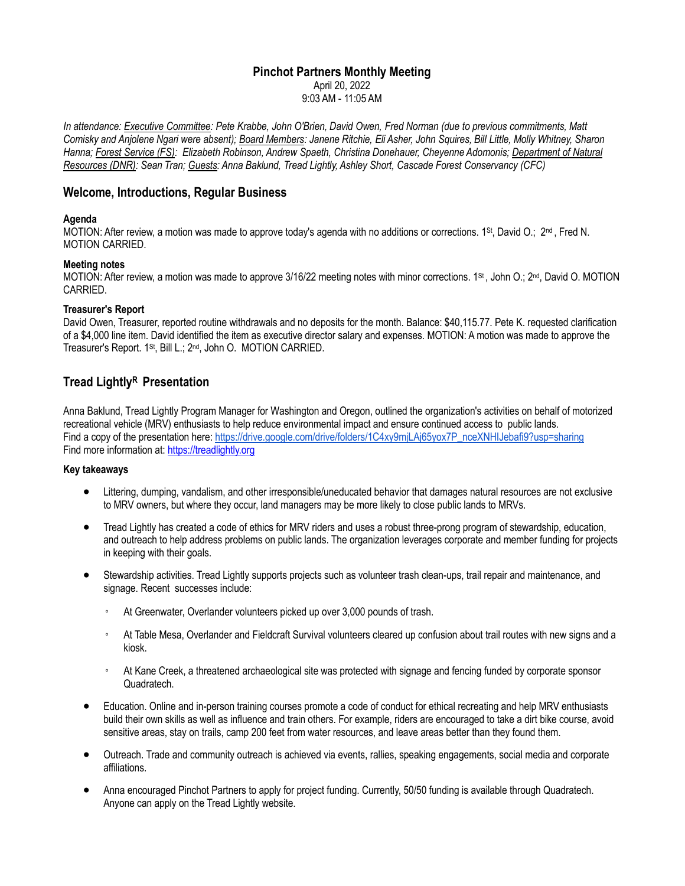# Pinchot Partners Monthly Meeting

April 20, 2022
9:03 AM - 11:05 AM

*In attendance: Executive Committee: Pete Krabbe, John O'Brien, David Owen, Fred Norman (due to previous commitments, Matt Comisky and Anjolene Ngari were absent); Board Members: Janene Ritchie, Eli Asher, John Squires, Bill Little, Molly Whitney, Sharon Hanna; Forest Service (FS): Elizabeth Robinson, Andrew Spaeth, Christina Donehauer, Cheyenne Adomonis; Department of Natural Resources (DNR): Sean Tran; Guests: Anna Baklund, Tread Lightly, Ashley Short, Cascade Forest Conservancy (CFC)*

## Welcome, Introductions, Regular Business

### Agenda

MOTION: After review, a motion was made to approve today's agenda with no additions or corrections. 1st, David O.; 2nd, Fred N. MOTION CARRIED.

### Meeting notes

MOTION: After review, a motion was made to approve 3/16/22 meeting notes with minor corrections. 1st, John O.; 2nd, David O. MOTION CARRIED.

### Treasurer's Report

David Owen, Treasurer, reported routine withdrawals and no deposits for the month. Balance: $40,115.77. Pete K. requested clarification of a $4,000 line item. David identified the item as executive director salary and expenses. MOTION: A motion was made to approve the Treasurer's Report. 1st, Bill L.; 2nd, John O. MOTION CARRIED.

## Tread Lightly[R] Presentation

Anna Baklund, Tread Lightly Program Manager for Washington and Oregon, outlined the organization's activities on behalf of motorized recreational vehicle (MRV) enthusiasts to help reduce environmental impact and ensure continued access to public lands.
Find a copy of the presentation here: https://drive.google.com/drive/folders/1C4xy9mjLAj65yox7P_nceXNHIJebafi9?usp=sharing
Find more information at: https://treadlightly.org

### Key takeaways

- Littering, dumping, vandalism, and other irresponsible/uneducated behavior that damages natural resources are not exclusive to MRV owners, but where they occur, land managers may be more likely to close public lands to MRVs.
- Tread Lightly has created a code of ethics for MRV riders and uses a robust three-prong program of stewardship, education, and outreach to help address problems on public lands. The organization leverages corporate and member funding for projects in keeping with their goals.
- Stewardship activities. Tread Lightly supports projects such as volunteer trash clean-ups, trail repair and maintenance, and signage. Recent successes include:
  - At Greenwater, Overlander volunteers picked up over 3,000 pounds of trash.
  - At Table Mesa, Overlander and Fieldcraft Survival volunteers cleared up confusion about trail routes with new signs and a kiosk.
  - At Kane Creek, a threatened archaeological site was protected with signage and fencing funded by corporate sponsor Quadratech.
- Education. Online and in-person training courses promote a code of conduct for ethical recreating and help MRV enthusiasts build their own skills as well as influence and train others. For example, riders are encouraged to take a dirt bike course, avoid sensitive areas, stay on trails, camp 200 feet from water resources, and leave areas better than they found them.
- Outreach. Trade and community outreach is achieved via events, rallies, speaking engagements, social media and corporate affiliations.
- Anna encouraged Pinchot Partners to apply for project funding. Currently, 50/50 funding is available through Quadratech. Anyone can apply on the Tread Lightly website.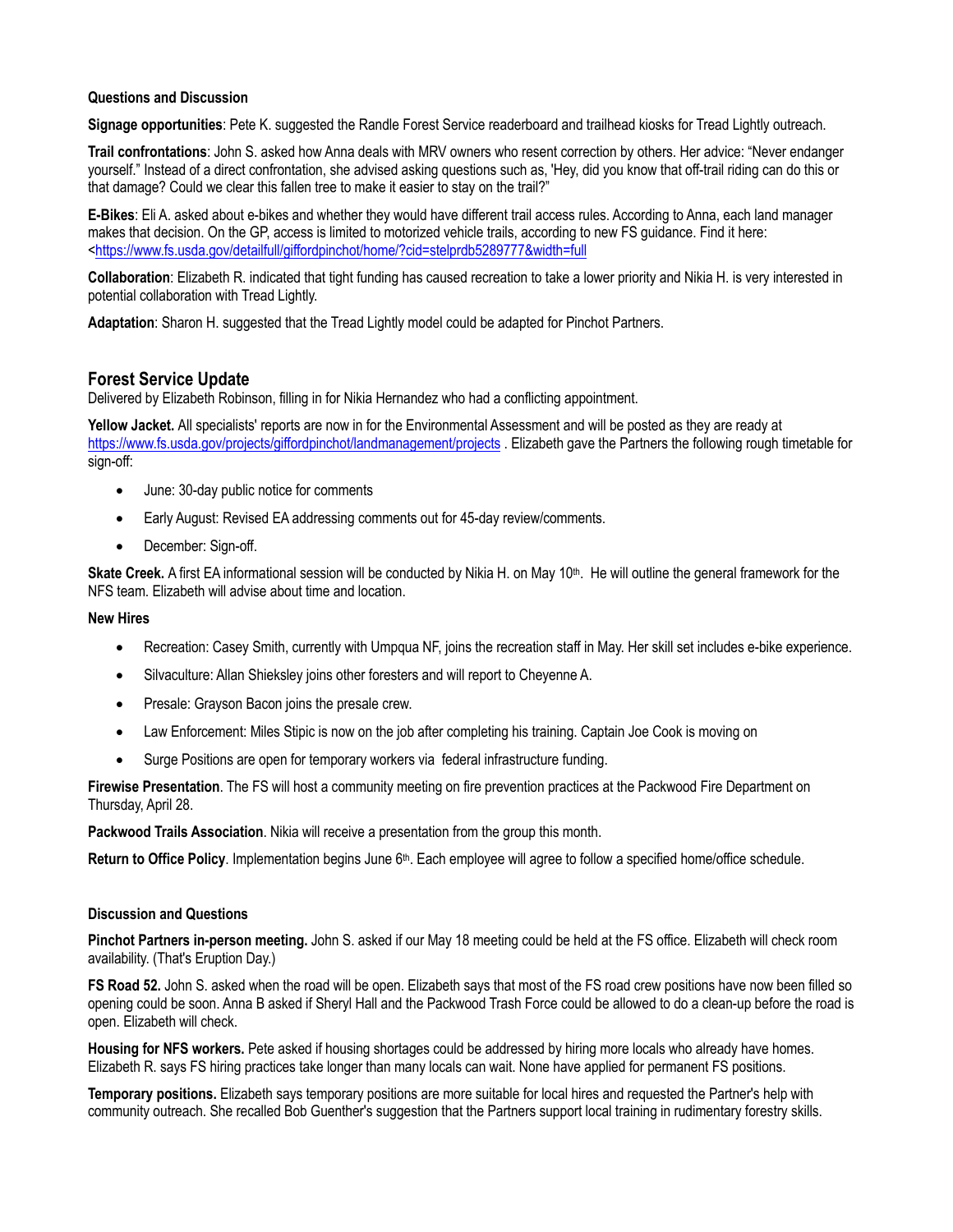**Questions and Discussion**

**Signage opportunities**: Pete K. suggested the Randle Forest Service readerboard and trailhead kiosks for Tread Lightly outreach.

**Trail confrontations**: John S. asked how Anna deals with MRV owners who resent correction by others. Her advice: "Never endanger yourself." Instead of a direct confrontation, she advised asking questions such as, 'Hey, did you know that off-trail riding can do this or that damage? Could we clear this fallen tree to make it easier to stay on the trail?"

**E-Bikes**: Eli A. asked about e-bikes and whether they would have different trail access rules. According to Anna, each land manager makes that decision. On the GP, access is limited to motorized vehicle trails, according to new FS guidance. Find it here: <https://www.fs.usda.gov/detailfull/giffordpinchot/home/?cid=stelprdb5289777&width=full

**Collaboration**: Elizabeth R. indicated that tight funding has caused recreation to take a lower priority and Nikia H. is very interested in potential collaboration with Tread Lightly.

**Adaptation**: Sharon H. suggested that the Tread Lightly model could be adapted for Pinchot Partners.

## Forest Service Update

Delivered by Elizabeth Robinson, filling in for Nikia Hernandez who had a conflicting appointment.

**Yellow Jacket.** All specialists' reports are now in for the Environmental Assessment and will be posted as they are ready at https://www.fs.usda.gov/projects/giffordpinchot/landmanagement/projects . Elizabeth gave the Partners the following rough timetable for sign-off:

- June: 30-day public notice for comments
- Early August: Revised EA addressing comments out for 45-day review/comments.
- December: Sign-off.

**Skate Creek.** A first EA informational session will be conducted by Nikia H. on May 10th. He will outline the general framework for the NFS team. Elizabeth will advise about time and location.

**New Hires**

- Recreation: Casey Smith, currently with Umpqua NF, joins the recreation staff in May. Her skill set includes e-bike experience.
- Silvaculture: Allan Shieksley joins other foresters and will report to Cheyenne A.
- Presale: Grayson Bacon joins the presale crew.
- Law Enforcement: Miles Stipic is now on the job after completing his training. Captain Joe Cook is moving on
- Surge Positions are open for temporary workers via federal infrastructure funding.

**Firewise Presentation**. The FS will host a community meeting on fire prevention practices at the Packwood Fire Department on Thursday, April 28.

**Packwood Trails Association**. Nikia will receive a presentation from the group this month.

**Return to Office Policy**. Implementation begins June 6th. Each employee will agree to follow a specified home/office schedule.

**Discussion and Questions**

**Pinchot Partners in-person meeting.** John S. asked if our May 18 meeting could be held at the FS office. Elizabeth will check room availability. (That's Eruption Day.)

**FS Road 52.** John S. asked when the road will be open. Elizabeth says that most of the FS road crew positions have now been filled so opening could be soon. Anna B asked if Sheryl Hall and the Packwood Trash Force could be allowed to do a clean-up before the road is open. Elizabeth will check.

**Housing for NFS workers.** Pete asked if housing shortages could be addressed by hiring more locals who already have homes. Elizabeth R. says FS hiring practices take longer than many locals can wait. None have applied for permanent FS positions.

**Temporary positions.** Elizabeth says temporary positions are more suitable for local hires and requested the Partner's help with community outreach. She recalled Bob Guenther's suggestion that the Partners support local training in rudimentary forestry skills.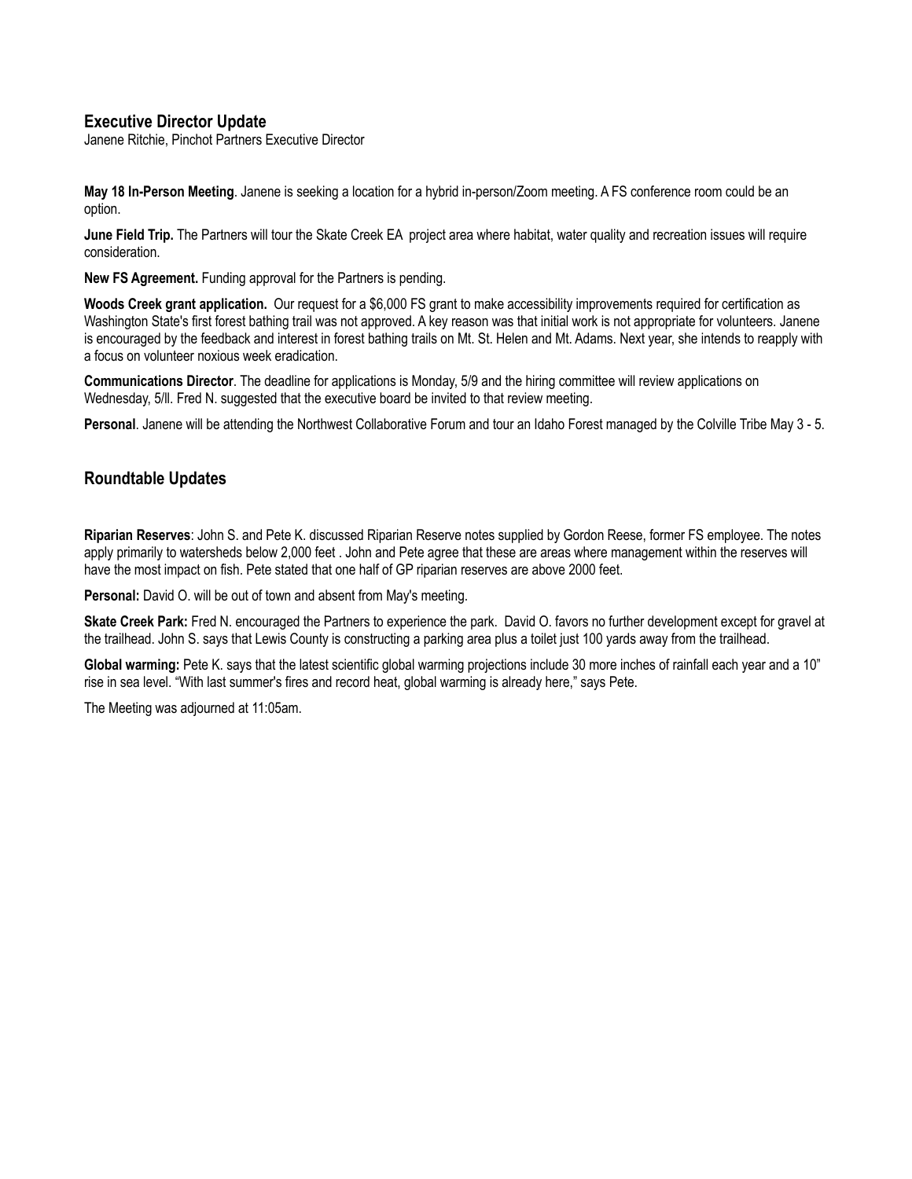## Executive Director Update

Janene Ritchie, Pinchot Partners Executive Director

**May 18 In-Person Meeting**. Janene is seeking a location for a hybrid in-person/Zoom meeting. A FS conference room could be an option.

**June Field Trip.** The Partners will tour the Skate Creek EA project area where habitat, water quality and recreation issues will require consideration.

**New FS Agreement.** Funding approval for the Partners is pending.

**Woods Creek grant application.** Our request for a $6,000 FS grant to make accessibility improvements required for certification as Washington State's first forest bathing trail was not approved. A key reason was that initial work is not appropriate for volunteers. Janene is encouraged by the feedback and interest in forest bathing trails on Mt. St. Helen and Mt. Adams. Next year, she intends to reapply with a focus on volunteer noxious week eradication.

**Communications Director**. The deadline for applications is Monday, 5/9 and the hiring committee will review applications on Wednesday, 5/ll. Fred N. suggested that the executive board be invited to that review meeting.

**Personal**. Janene will be attending the Northwest Collaborative Forum and tour an Idaho Forest managed by the Colville Tribe May 3 - 5.

## Roundtable Updates

**Riparian Reserves**: John S. and Pete K. discussed Riparian Reserve notes supplied by Gordon Reese, former FS employee. The notes apply primarily to watersheds below 2,000 feet . John and Pete agree that these are areas where management within the reserves will have the most impact on fish. Pete stated that one half of GP riparian reserves are above 2000 feet.

**Personal:** David O. will be out of town and absent from May's meeting.

**Skate Creek Park:** Fred N. encouraged the Partners to experience the park. David O. favors no further development except for gravel at the trailhead. John S. says that Lewis County is constructing a parking area plus a toilet just 100 yards away from the trailhead.

**Global warming:** Pete K. says that the latest scientific global warming projections include 30 more inches of rainfall each year and a 10" rise in sea level. "With last summer's fires and record heat, global warming is already here," says Pete.

The Meeting was adjourned at 11:05am.